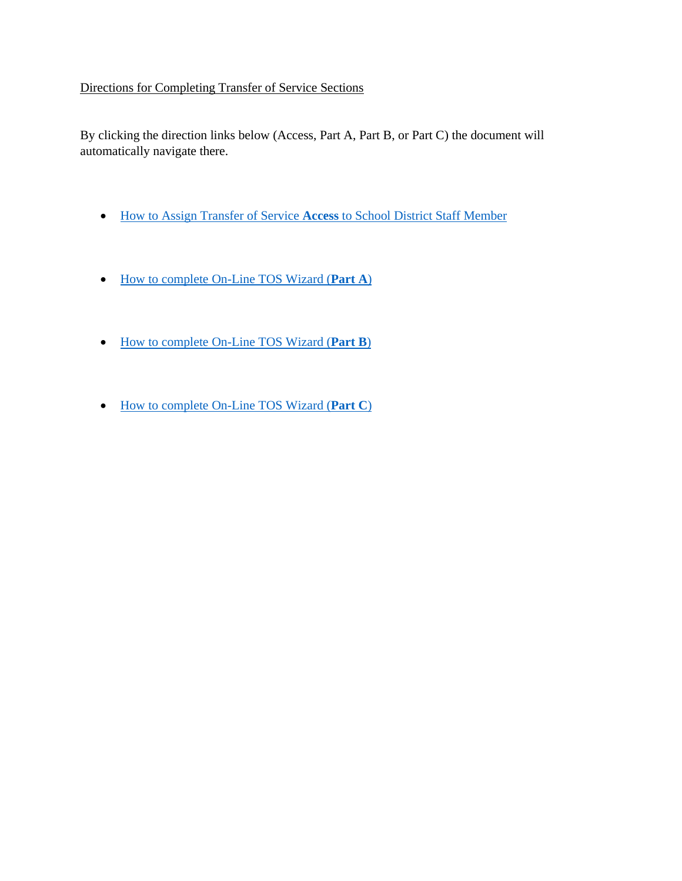Directions for Completing Transfer of Service Sections

By clicking the direction links below (Access, Part A, Part B, or Part C) the document will automatically navigate there.

- How to Assign Transfer of Service **Access** to School District Staff Member
- How to complete On-Line TOS Wizard (**Part A**)
- How to complete On-Line TOS Wizard (**Part B**)
- How to complete On-Line TOS Wizard (**Part C**)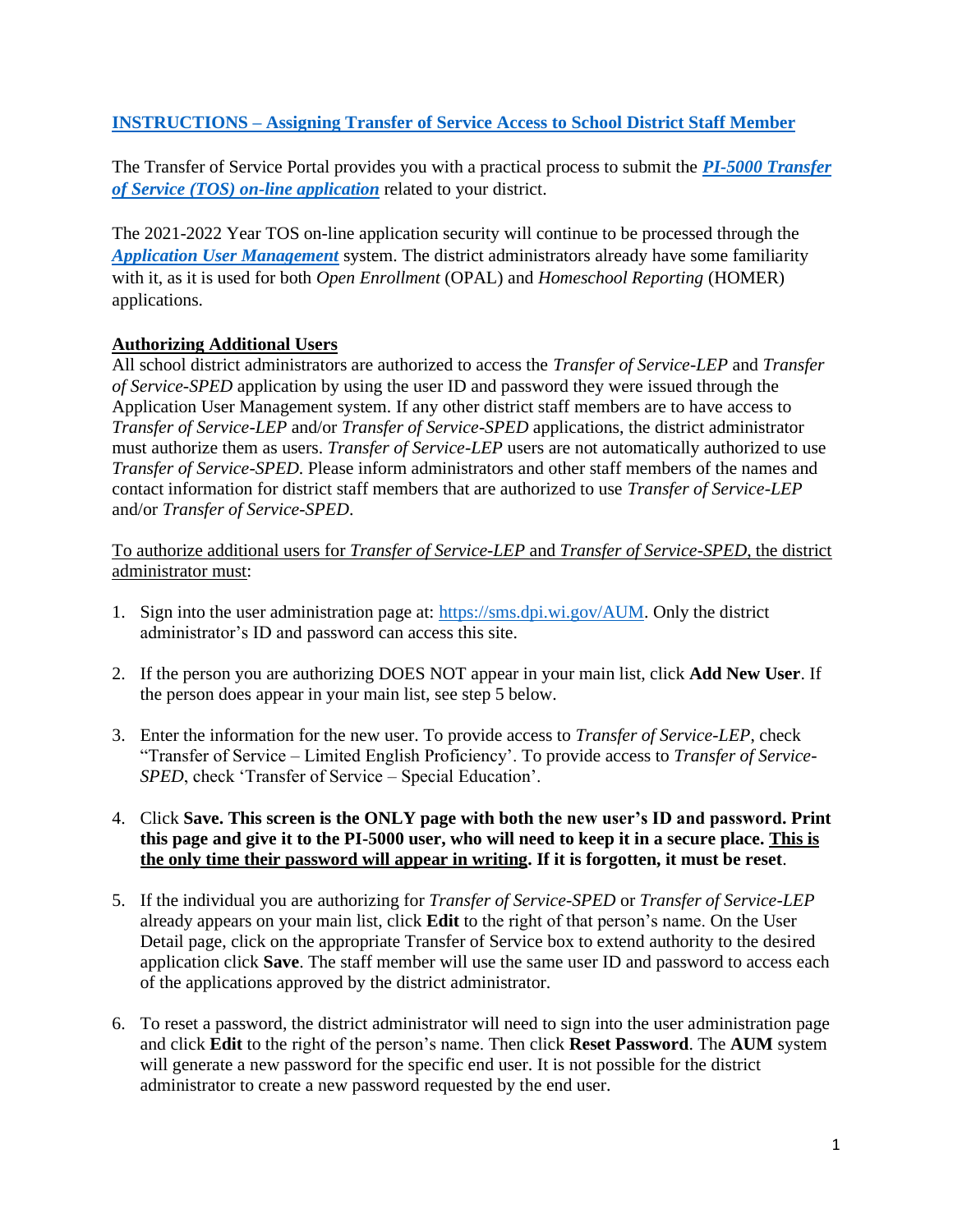## [INSTRUCTIONS – Assigning Transfer of Service Access to School District Staff Member]

The Transfer of Service Portal provides you with a practical process to submit the [***PI-5000 Transfer of Service (TOS) on-line application***] related to your district.

The 2021-2022 Year TOS on-line application security will continue to be processed through the [***Application User Management***] system. The district administrators already have some familiarity with it, as it is used for both *Open Enrollment* (OPAL) and *Homeschool Reporting* (HOMER) applications.

### Authorizing Additional Users

All school district administrators are authorized to access the *Transfer of Service-LEP* and *Transfer of Service-SPED* application by using the user ID and password they were issued through the Application User Management system. If any other district staff members are to have access to *Transfer of Service-LEP* and/or *Transfer of Service-SPED* applications, the district administrator must authorize them as users. *Transfer of Service-LEP* users are not automatically authorized to use *Transfer of Service-SPED*. Please inform administrators and other staff members of the names and contact information for district staff members that are authorized to use *Transfer of Service-LEP* and/or *Transfer of Service-SPED*.

To authorize additional users for *Transfer of Service-LEP* and *Transfer of Service-SPED*, the district administrator must:

1. Sign into the user administration page at: https://sms.dpi.wi.gov/AUM. Only the district administrator's ID and password can access this site.

2. If the person you are authorizing DOES NOT appear in your main list, click **Add New User**. If the person does appear in your main list, see step 5 below.

3. Enter the information for the new user. To provide access to *Transfer of Service-LEP*, check "Transfer of Service – Limited English Proficiency'. To provide access to *Transfer of Service-SPED*, check 'Transfer of Service – Special Education'.

4. Click **Save. This screen is the ONLY page with both the new user's ID and password. Print this page and give it to the PI-5000 user, who will need to keep it in a secure place. This is the only time their password will appear in writing. If it is forgotten, it must be reset**.

5. If the individual you are authorizing for *Transfer of Service-SPED* or *Transfer of Service-LEP* already appears on your main list, click **Edit** to the right of that person's name. On the User Detail page, click on the appropriate Transfer of Service box to extend authority to the desired application click **Save**. The staff member will use the same user ID and password to access each of the applications approved by the district administrator.

6. To reset a password, the district administrator will need to sign into the user administration page and click **Edit** to the right of the person's name. Then click **Reset Password**. The **AUM** system will generate a new password for the specific end user. It is not possible for the district administrator to create a new password requested by the end user.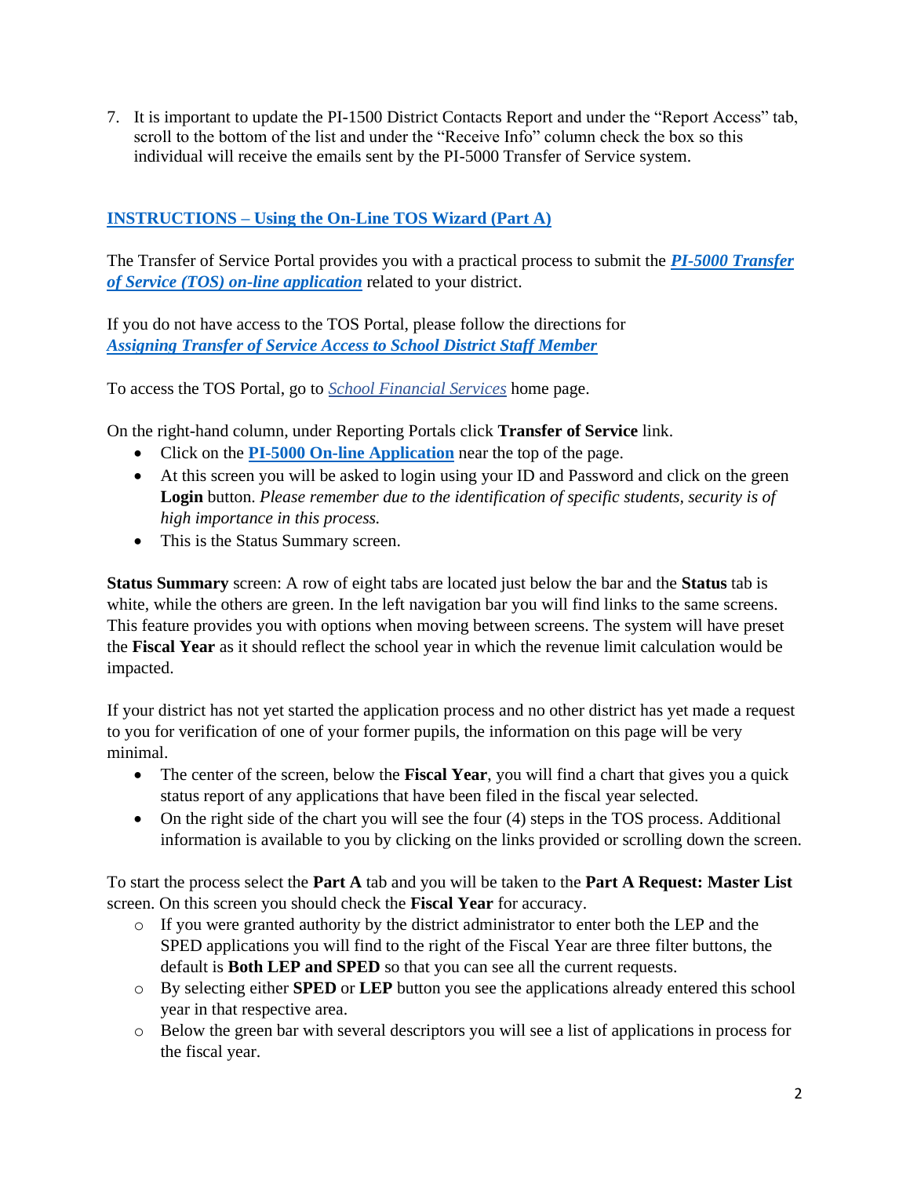7. It is important to update the PI-1500 District Contacts Report and under the "Report Access" tab, scroll to the bottom of the list and under the "Receive Info" column check the box so this individual will receive the emails sent by the PI-5000 Transfer of Service system.

## INSTRUCTIONS – Using the On-Line TOS Wizard (Part A)

The Transfer of Service Portal provides you with a practical process to submit the ***PI-5000 Transfer of Service (TOS) on-line application*** related to your district.

If you do not have access to the TOS Portal, please follow the directions for ***Assigning Transfer of Service Access to School District Staff Member***

To access the TOS Portal, go to *School Financial Services* home page.

On the right-hand column, under Reporting Portals click **Transfer of Service** link.

- Click on the **PI-5000 On-line Application** near the top of the page.
- At this screen you will be asked to login using your ID and Password and click on the green **Login** button. *Please remember due to the identification of specific students, security is of high importance in this process.*
- This is the Status Summary screen.

**Status Summary** screen: A row of eight tabs are located just below the bar and the **Status** tab is white, while the others are green. In the left navigation bar you will find links to the same screens. This feature provides you with options when moving between screens. The system will have preset the **Fiscal Year** as it should reflect the school year in which the revenue limit calculation would be impacted.

If your district has not yet started the application process and no other district has yet made a request to you for verification of one of your former pupils, the information on this page will be very minimal.

- The center of the screen, below the **Fiscal Year**, you will find a chart that gives you a quick status report of any applications that have been filed in the fiscal year selected.
- On the right side of the chart you will see the four (4) steps in the TOS process. Additional information is available to you by clicking on the links provided or scrolling down the screen.

To start the process select the **Part A** tab and you will be taken to the **Part A Request: Master List** screen. On this screen you should check the **Fiscal Year** for accuracy.

- If you were granted authority by the district administrator to enter both the LEP and the SPED applications you will find to the right of the Fiscal Year are three filter buttons, the default is **Both LEP and SPED** so that you can see all the current requests.
- By selecting either **SPED** or **LEP** button you see the applications already entered this school year in that respective area.
- Below the green bar with several descriptors you will see a list of applications in process for the fiscal year.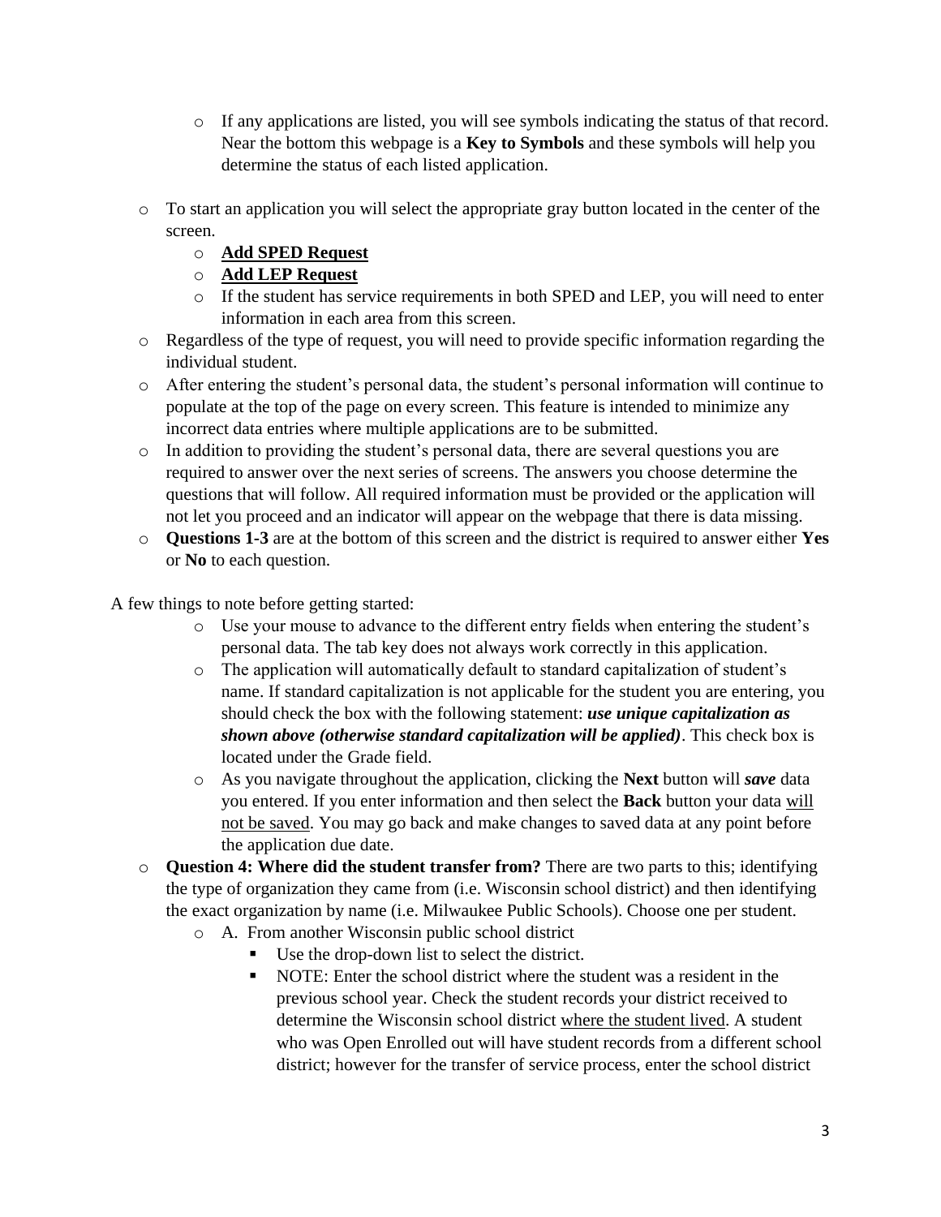- If any applications are listed, you will see symbols indicating the status of that record. Near the bottom this webpage is a **Key to Symbols** and these symbols will help you determine the status of each listed application.

- To start an application you will select the appropriate gray button located in the center of the screen.
  - **<u>Add SPED Request</u>**
  - **<u>Add LEP Request</u>**
  - If the student has service requirements in both SPED and LEP, you will need to enter information in each area from this screen.
- Regardless of the type of request, you will need to provide specific information regarding the individual student.
- After entering the student's personal data, the student's personal information will continue to populate at the top of the page on every screen. This feature is intended to minimize any incorrect data entries where multiple applications are to be submitted.
- In addition to providing the student's personal data, there are several questions you are required to answer over the next series of screens. The answers you choose determine the questions that will follow. All required information must be provided or the application will not let you proceed and an indicator will appear on the webpage that there is data missing.
- **Questions 1-3** are at the bottom of this screen and the district is required to answer either **Yes** or **No** to each question.

A few things to note before getting started:

  - Use your mouse to advance to the different entry fields when entering the student's personal data. The tab key does not always work correctly in this application.
  - The application will automatically default to standard capitalization of student's name. If standard capitalization is not applicable for the student you are entering, you should check the box with the following statement: ***use unique capitalization as shown above (otherwise standard capitalization will be applied)***. This check box is located under the Grade field.
  - As you navigate throughout the application, clicking the **Next** button will ***save*** data you entered. If you enter information and then select the **Back** button your data <u>will not be saved</u>. You may go back and make changes to saved data at any point before the application due date.

- **Question 4: Where did the student transfer from?** There are two parts to this; identifying the type of organization they came from (i.e. Wisconsin school district) and then identifying the exact organization by name (i.e. Milwaukee Public Schools). Choose one per student.
  - A. From another Wisconsin public school district
    - Use the drop-down list to select the district.
    - NOTE: Enter the school district where the student was a resident in the previous school year. Check the student records your district received to determine the Wisconsin school district <u>where the student lived</u>. A student who was Open Enrolled out will have student records from a different school district; however for the transfer of service process, enter the school district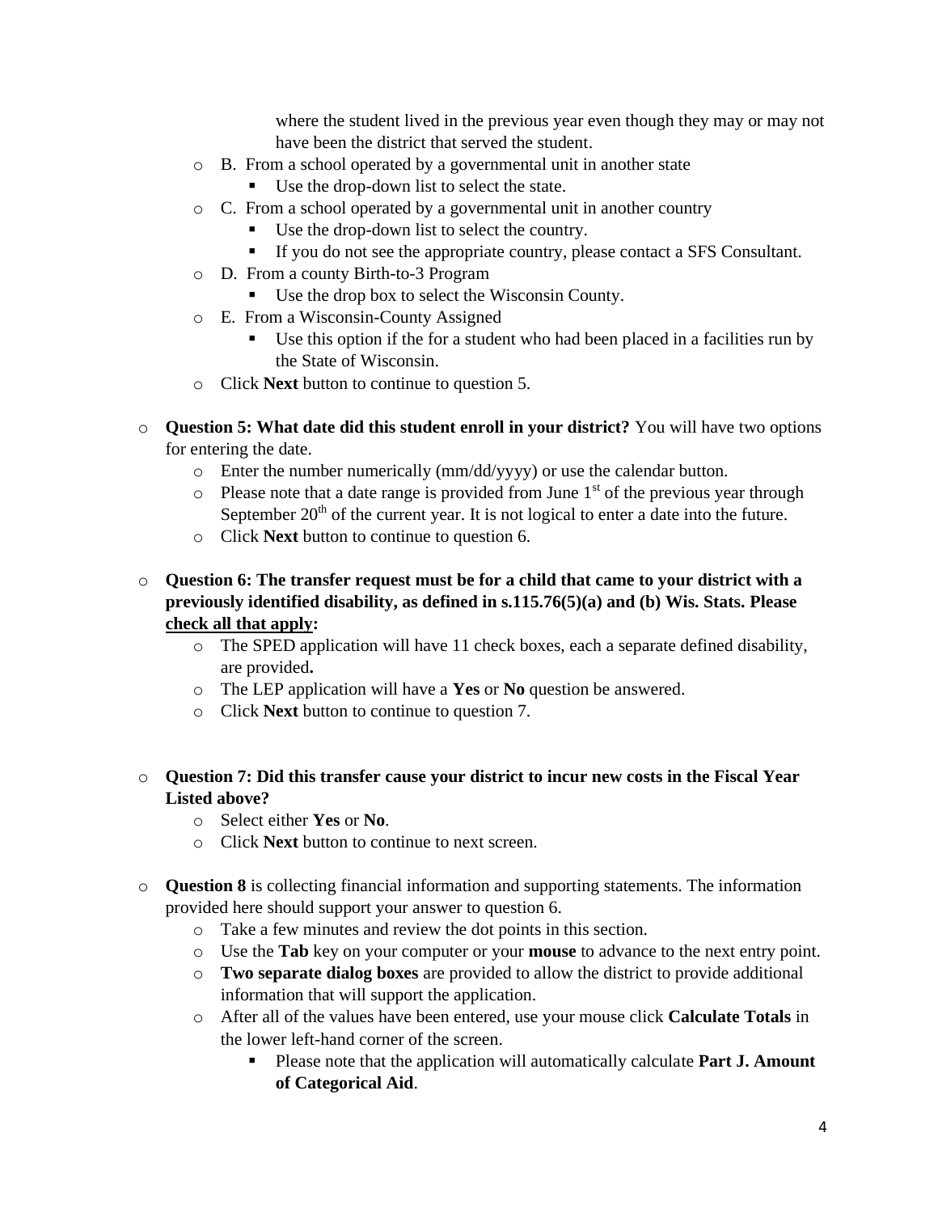where the student lived in the previous year even though they may or may not have been the district that served the student.

- B. From a school operated by a governmental unit in another state
  - Use the drop-down list to select the state.
- C. From a school operated by a governmental unit in another country
  - Use the drop-down list to select the country.
  - If you do not see the appropriate country, please contact a SFS Consultant.
- D. From a county Birth-to-3 Program
  - Use the drop box to select the Wisconsin County.
- E. From a Wisconsin-County Assigned
  - Use this option if the for a student who had been placed in a facilities run by the State of Wisconsin.
- Click **Next** button to continue to question 5.

- **Question 5: What date did this student enroll in your district?** You will have two options for entering the date.
  - Enter the number numerically (mm/dd/yyyy) or use the calendar button.
  - Please note that a date range is provided from June 1st of the previous year through September 20th of the current year. It is not logical to enter a date into the future.
  - Click **Next** button to continue to question 6.

- **Question 6: The transfer request must be for a child that came to your district with a previously identified disability, as defined in s.115.76(5)(a) and (b) Wis. Stats. Please <u>check all that apply</u>:**
  - The SPED application will have 11 check boxes, each a separate defined disability, are provided**.**
  - The LEP application will have a **Yes** or **No** question be answered.
  - Click **Next** button to continue to question 7.

- **Question 7: Did this transfer cause your district to incur new costs in the Fiscal Year Listed above?**
  - Select either **Yes** or **No**.
  - Click **Next** button to continue to next screen.

- **Question 8** is collecting financial information and supporting statements. The information provided here should support your answer to question 6.
  - Take a few minutes and review the dot points in this section.
  - Use the **Tab** key on your computer or your **mouse** to advance to the next entry point.
  - **Two separate dialog boxes** are provided to allow the district to provide additional information that will support the application.
  - After all of the values have been entered, use your mouse click **Calculate Totals** in the lower left-hand corner of the screen.
    - Please note that the application will automatically calculate **Part J. Amount of Categorical Aid**.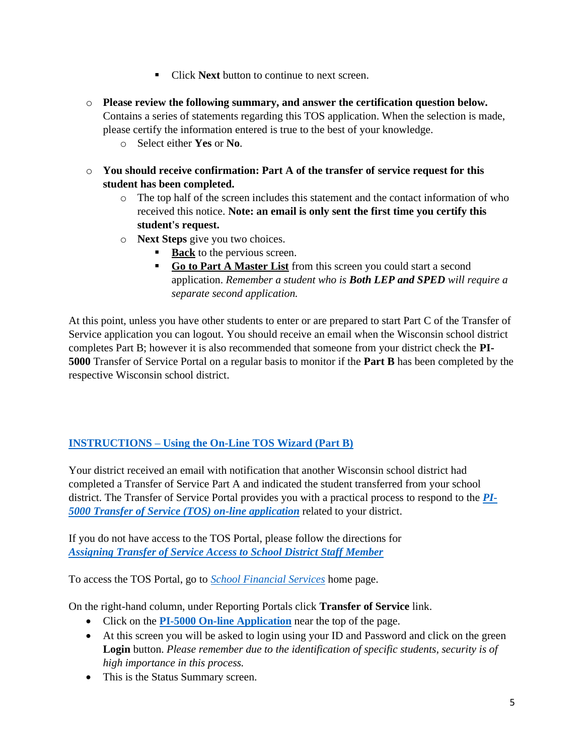- Click **Next** button to continue to next screen.

- **Please review the following summary, and answer the certification question below.** Contains a series of statements regarding this TOS application. When the selection is made, please certify the information entered is true to the best of your knowledge.
    - Select either **Yes** or **No**.

- **You should receive confirmation: Part A of the transfer of service request for this student has been completed.**
    - The top half of the screen includes this statement and the contact information of who received this notice. **Note: an email is only sent the first time you certify this student's request.**
    - **Next Steps** give you two choices.
        - **Back** to the pervious screen.
        - **Go to Part A Master List** from this screen you could start a second application. *Remember a student who is **Both LEP and SPED** will require a separate second application.*

At this point, unless you have other students to enter or are prepared to start Part C of the Transfer of Service application you can logout. You should receive an email when the Wisconsin school district completes Part B; however it is also recommended that someone from your district check the **PI-5000** Transfer of Service Portal on a regular basis to monitor if the **Part B** has been completed by the respective Wisconsin school district.

## INSTRUCTIONS – Using the On-Line TOS Wizard (Part B)

Your district received an email with notification that another Wisconsin school district had completed a Transfer of Service Part A and indicated the student transferred from your school district. The Transfer of Service Portal provides you with a practical process to respond to the ***PI-5000 Transfer of Service (TOS) on-line application*** related to your district.

If you do not have access to the TOS Portal, please follow the directions for ***Assigning Transfer of Service Access to School District Staff Member***

To access the TOS Portal, go to *School Financial Services* home page.

On the right-hand column, under Reporting Portals click **Transfer of Service** link.

- Click on the **PI-5000 On-line Application** near the top of the page.
- At this screen you will be asked to login using your ID and Password and click on the green **Login** button. *Please remember due to the identification of specific students, security is of high importance in this process.*
- This is the Status Summary screen.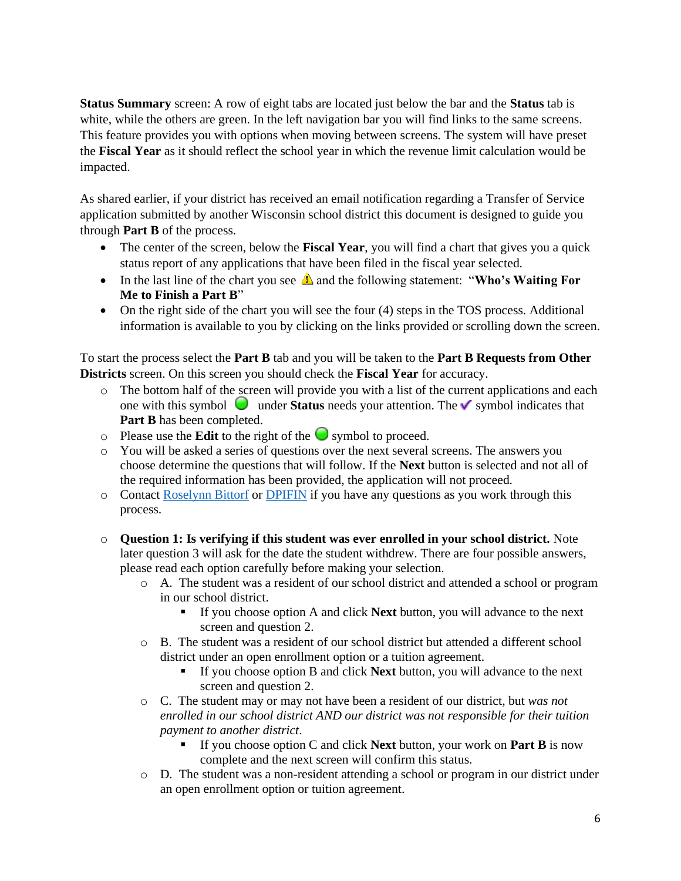**Status Summary** screen: A row of eight tabs are located just below the bar and the **Status** tab is white, while the others are green. In the left navigation bar you will find links to the same screens. This feature provides you with options when moving between screens. The system will have preset the **Fiscal Year** as it should reflect the school year in which the revenue limit calculation would be impacted.

As shared earlier, if your district has received an email notification regarding a Transfer of Service application submitted by another Wisconsin school district this document is designed to guide you through **Part B** of the process.

- The center of the screen, below the **Fiscal Year**, you will find a chart that gives you a quick status report of any applications that have been filed in the fiscal year selected.
- In the last line of the chart you see ⚠ and the following statement: "**Who's Waiting For Me to Finish a Part B**"
- On the right side of the chart you will see the four (4) steps in the TOS process. Additional information is available to you by clicking on the links provided or scrolling down the screen.

To start the process select the **Part B** tab and you will be taken to the **Part B Requests from Other Districts** screen. On this screen you should check the **Fiscal Year** for accuracy.

- The bottom half of the screen will provide you with a list of the current applications and each one with this symbol 🟢 under **Status** needs your attention. The ✔ symbol indicates that **Part B** has been completed.
- Please use the **Edit** to the right of the 🟢 symbol to proceed.
- You will be asked a series of questions over the next several screens. The answers you choose determine the questions that will follow. If the **Next** button is selected and not all of the required information has been provided, the application will not proceed.
- Contact [Roselynn Bittorf]() or [DPIFIN]() if you have any questions as you work through this process.

- **Question 1: Is verifying if this student was ever enrolled in your school district.** Note later question 3 will ask for the date the student withdrew. There are four possible answers, please read each option carefully before making your selection.
  - A. The student was a resident of our school district and attended a school or program in our school district.
    - If you choose option A and click **Next** button, you will advance to the next screen and question 2.
  - B. The student was a resident of our school district but attended a different school district under an open enrollment option or a tuition agreement.
    - If you choose option B and click **Next** button, you will advance to the next screen and question 2.
  - C. The student may or may not have been a resident of our district, but *was not enrolled in our school district AND our district was not responsible for their tuition payment to another district*.
    - If you choose option C and click **Next** button, your work on **Part B** is now complete and the next screen will confirm this status.
  - D. The student was a non-resident attending a school or program in our district under an open enrollment option or tuition agreement.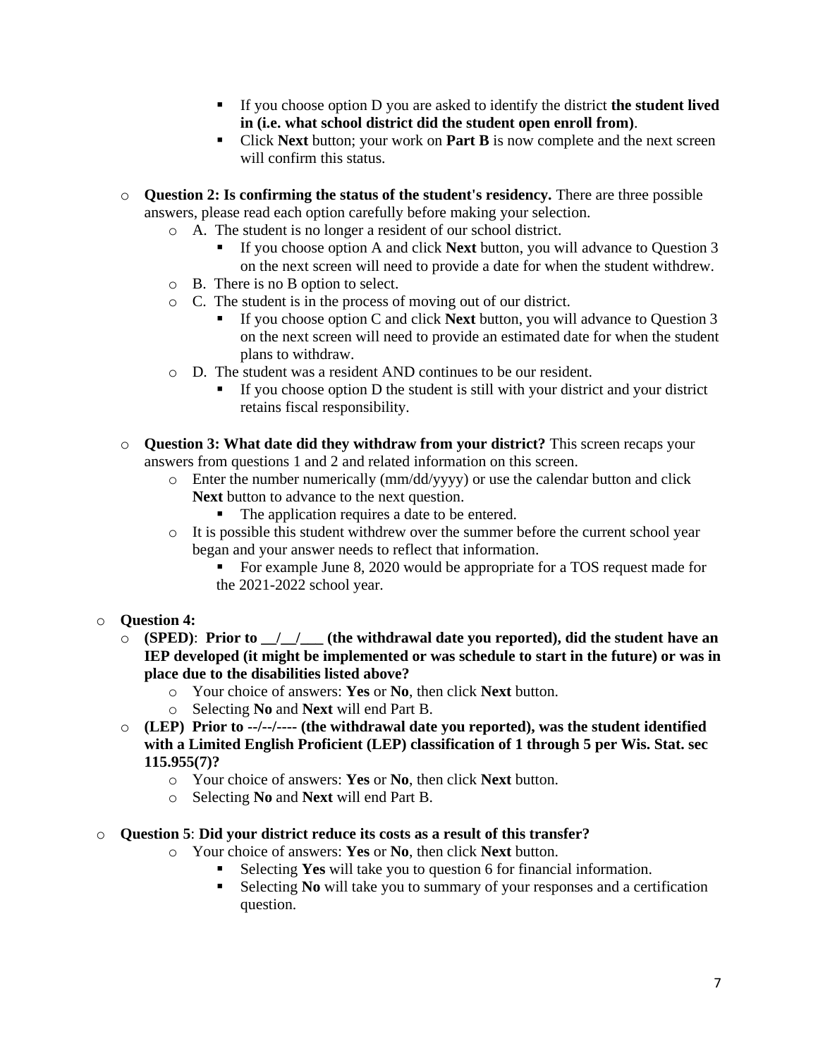- If you choose option D you are asked to identify the district **the student lived in (i.e. what school district did the student open enroll from)**.
      - Click **Next** button; your work on **Part B** is now complete and the next screen will confirm this status.

  - **Question 2: Is confirming the status of the student's residency.** There are three possible answers, please read each option carefully before making your selection.
    - A. The student is no longer a resident of our school district.
      - If you choose option A and click **Next** button, you will advance to Question 3 on the next screen will need to provide a date for when the student withdrew.
    - B. There is no B option to select.
    - C. The student is in the process of moving out of our district.
      - If you choose option C and click **Next** button, you will advance to Question 3 on the next screen will need to provide an estimated date for when the student plans to withdraw.
    - D. The student was a resident AND continues to be our resident.
      - If you choose option D the student is still with your district and your district retains fiscal responsibility.

  - **Question 3: What date did they withdraw from your district?** This screen recaps your answers from questions 1 and 2 and related information on this screen.
    - Enter the number numerically (mm/dd/yyyy) or use the calendar button and click **Next** button to advance to the next question.
      - The application requires a date to be entered.
    - It is possible this student withdrew over the summer before the current school year began and your answer needs to reflect that information.
      - For example June 8, 2020 would be appropriate for a TOS request made for the 2021-2022 school year.

- **Question 4:**
  - **(SPED)**: **Prior to __/__/___ (the withdrawal date you reported), did the student have an IEP developed (it might be implemented or was schedule to start in the future) or was in place due to the disabilities listed above?**
    - Your choice of answers: **Yes** or **No**, then click **Next** button.
    - Selecting **No** and **Next** will end Part B.
  - **(LEP) Prior to --/--/---- (the withdrawal date you reported), was the student identified with a Limited English Proficient (LEP) classification of 1 through 5 per Wis. Stat. sec 115.955(7)?**
    - Your choice of answers: **Yes** or **No**, then click **Next** button.
    - Selecting **No** and **Next** will end Part B.

- **Question 5**: **Did your district reduce its costs as a result of this transfer?**
    - Your choice of answers: **Yes** or **No**, then click **Next** button.
      - Selecting **Yes** will take you to question 6 for financial information.
      - Selecting **No** will take you to summary of your responses and a certification question.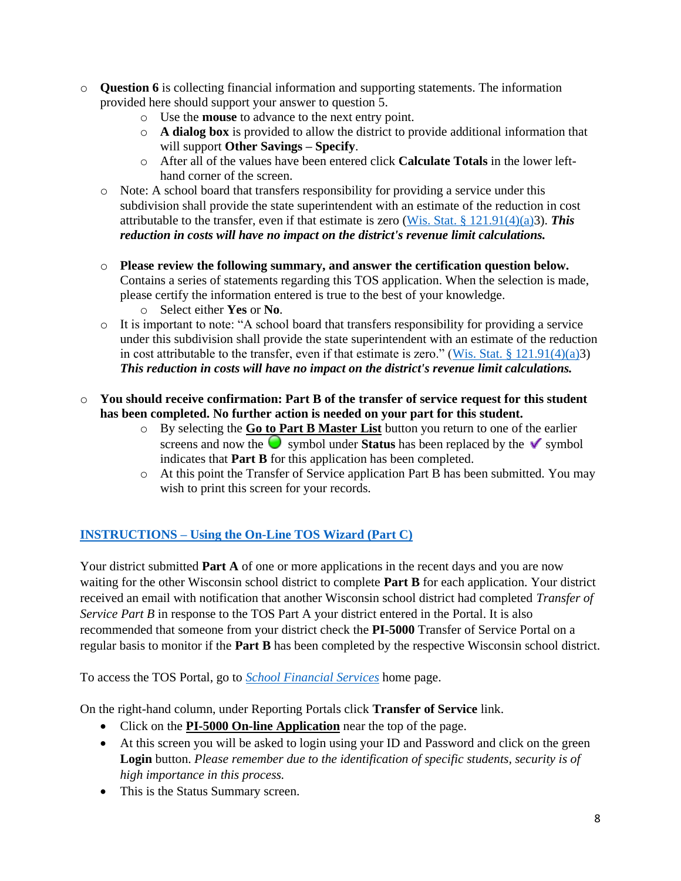- **Question 6** is collecting financial information and supporting statements. The information provided here should support your answer to question 5.
    - Use the **mouse** to advance to the next entry point.
    - **A dialog box** is provided to allow the district to provide additional information that will support **Other Savings – Specify**.
    - After all of the values have been entered click **Calculate Totals** in the lower left-hand corner of the screen.
  - Note: A school board that transfers responsibility for providing a service under this subdivision shall provide the state superintendent with an estimate of the reduction in cost attributable to the transfer, even if that estimate is zero (Wis. Stat. § 121.91(4)(a)3). ***This reduction in costs will have no impact on the district's revenue limit calculations.***

  - **Please review the following summary, and answer the certification question below.** Contains a series of statements regarding this TOS application. When the selection is made, please certify the information entered is true to the best of your knowledge.
    - Select either **Yes** or **No**.
  - It is important to note: "A school board that transfers responsibility for providing a service under this subdivision shall provide the state superintendent with an estimate of the reduction in cost attributable to the transfer, even if that estimate is zero." (Wis. Stat. § 121.91(4)(a)3) ***This reduction in costs will have no impact on the district's revenue limit calculations.***

- **You should receive confirmation: Part B of the transfer of service request for this student has been completed. No further action is needed on your part for this student.**
    - By selecting the **Go to Part B Master List** button you return to one of the earlier screens and now the ● symbol under **Status** has been replaced by the ✔ symbol indicates that **Part B** for this application has been completed.
    - At this point the Transfer of Service application Part B has been submitted. You may wish to print this screen for your records.

## INSTRUCTIONS – Using the On-Line TOS Wizard (Part C)

Your district submitted **Part A** of one or more applications in the recent days and you are now waiting for the other Wisconsin school district to complete **Part B** for each application. Your district received an email with notification that another Wisconsin school district had completed *Transfer of Service Part B* in response to the TOS Part A your district entered in the Portal. It is also recommended that someone from your district check the **PI-5000** Transfer of Service Portal on a regular basis to monitor if the **Part B** has been completed by the respective Wisconsin school district.

To access the TOS Portal, go to *School Financial Services* home page.

On the right-hand column, under Reporting Portals click **Transfer of Service** link.

- Click on the **PI-5000 On-line Application** near the top of the page.
- At this screen you will be asked to login using your ID and Password and click on the green **Login** button. *Please remember due to the identification of specific students, security is of high importance in this process.*
- This is the Status Summary screen.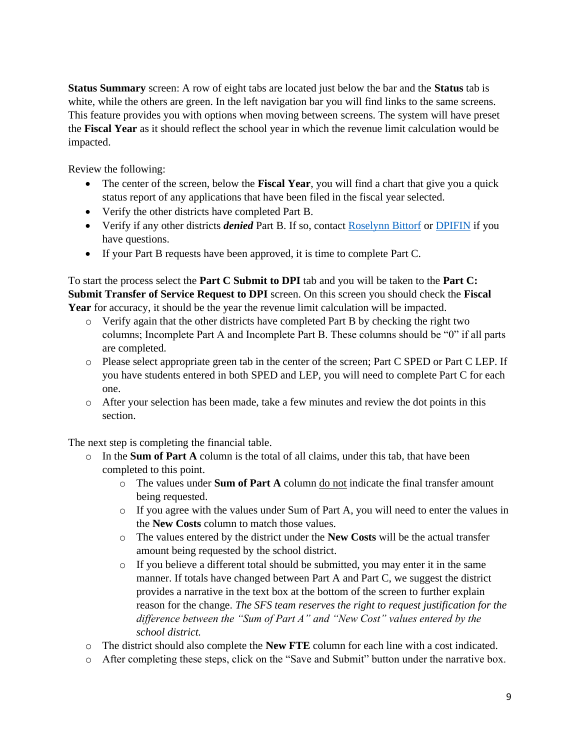**Status Summary** screen: A row of eight tabs are located just below the bar and the **Status** tab is white, while the others are green. In the left navigation bar you will find links to the same screens. This feature provides you with options when moving between screens. The system will have preset the **Fiscal Year** as it should reflect the school year in which the revenue limit calculation would be impacted.

Review the following:

- The center of the screen, below the **Fiscal Year**, you will find a chart that give you a quick status report of any applications that have been filed in the fiscal year selected.
- Verify the other districts have completed Part B.
- Verify if any other districts ***denied*** Part B. If so, contact Roselynn Bittorf or DPIFIN if you have questions.
- If your Part B requests have been approved, it is time to complete Part C.

To start the process select the **Part C Submit to DPI** tab and you will be taken to the **Part C: Submit Transfer of Service Request to DPI** screen. On this screen you should check the **Fiscal Year** for accuracy, it should be the year the revenue limit calculation will be impacted.

- Verify again that the other districts have completed Part B by checking the right two columns; Incomplete Part A and Incomplete Part B. These columns should be "0" if all parts are completed.
- Please select appropriate green tab in the center of the screen; Part C SPED or Part C LEP. If you have students entered in both SPED and LEP, you will need to complete Part C for each one.
- After your selection has been made, take a few minutes and review the dot points in this section.

The next step is completing the financial table.

- In the **Sum of Part A** column is the total of all claims, under this tab, that have been completed to this point.
  - The values under **Sum of Part A** column <u>do not</u> indicate the final transfer amount being requested.
  - If you agree with the values under Sum of Part A, you will need to enter the values in the **New Costs** column to match those values.
  - The values entered by the district under the **New Costs** will be the actual transfer amount being requested by the school district.
  - If you believe a different total should be submitted, you may enter it in the same manner. If totals have changed between Part A and Part C, we suggest the district provides a narrative in the text box at the bottom of the screen to further explain reason for the change. *The SFS team reserves the right to request justification for the difference between the "Sum of Part A" and "New Cost" values entered by the school district.*
- The district should also complete the **New FTE** column for each line with a cost indicated.
- After completing these steps, click on the "Save and Submit" button under the narrative box.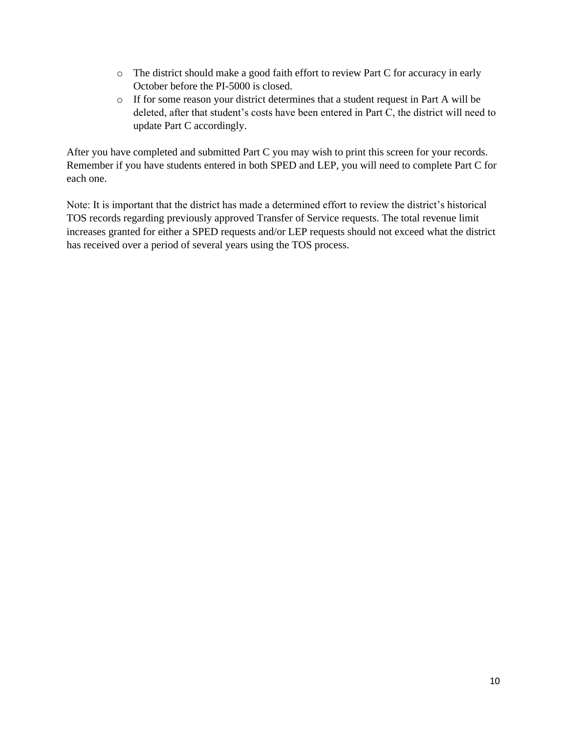- The district should make a good faith effort to review Part C for accuracy in early October before the PI-5000 is closed.
- If for some reason your district determines that a student request in Part A will be deleted, after that student's costs have been entered in Part C, the district will need to update Part C accordingly.

After you have completed and submitted Part C you may wish to print this screen for your records. Remember if you have students entered in both SPED and LEP, you will need to complete Part C for each one.

Note: It is important that the district has made a determined effort to review the district's historical TOS records regarding previously approved Transfer of Service requests. The total revenue limit increases granted for either a SPED requests and/or LEP requests should not exceed what the district has received over a period of several years using the TOS process.